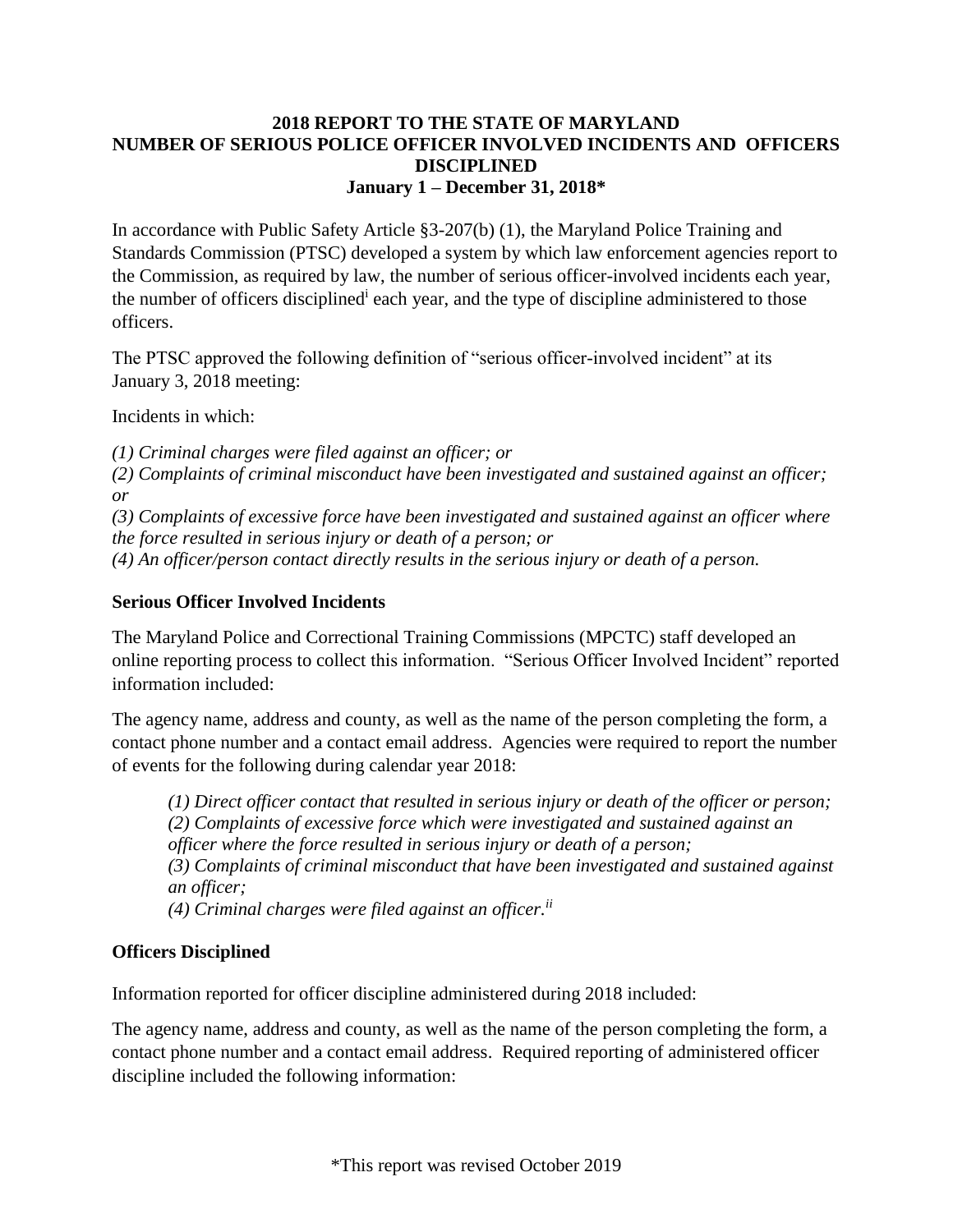# 2018 REPORT TO THE STATE OF MARYLAND
# NUMBER OF SERIOUS POLICE OFFICER INVOLVED INCIDENTS AND OFFICERS DISCIPLINED
## January 1 – December 31, 2018*

In accordance with Public Safety Article §3-207(b) (1), the Maryland Police Training and Standards Commission (PTSC) developed a system by which law enforcement agencies report to the Commission, as required by law, the number of serious officer-involved incidents each year, the number of officers disciplined[i] each year, and the type of discipline administered to those officers.

The PTSC approved the following definition of "serious officer-involved incident" at its January 3, 2018 meeting:

Incidents in which:

*(1) Criminal charges were filed against an officer; or*
*(2) Complaints of criminal misconduct have been investigated and sustained against an officer; or*
*(3) Complaints of excessive force have been investigated and sustained against an officer where the force resulted in serious injury or death of a person; or*
*(4) An officer/person contact directly results in the serious injury or death of a person.*

### Serious Officer Involved Incidents

The Maryland Police and Correctional Training Commissions (MPCTC) staff developed an online reporting process to collect this information. "Serious Officer Involved Incident" reported information included:

The agency name, address and county, as well as the name of the person completing the form, a contact phone number and a contact email address. Agencies were required to report the number of events for the following during calendar year 2018:

> *(1) Direct officer contact that resulted in serious injury or death of the officer or person;*
> *(2) Complaints of excessive force which were investigated and sustained against an officer where the force resulted in serious injury or death of a person;*
> *(3) Complaints of criminal misconduct that have been investigated and sustained against an officer;*
> *(4) Criminal charges were filed against an officer.*[ii]

### Officers Disciplined

Information reported for officer discipline administered during 2018 included:

The agency name, address and county, as well as the name of the person completing the form, a contact phone number and a contact email address. Required reporting of administered officer discipline included the following information:

*This report was revised October 2019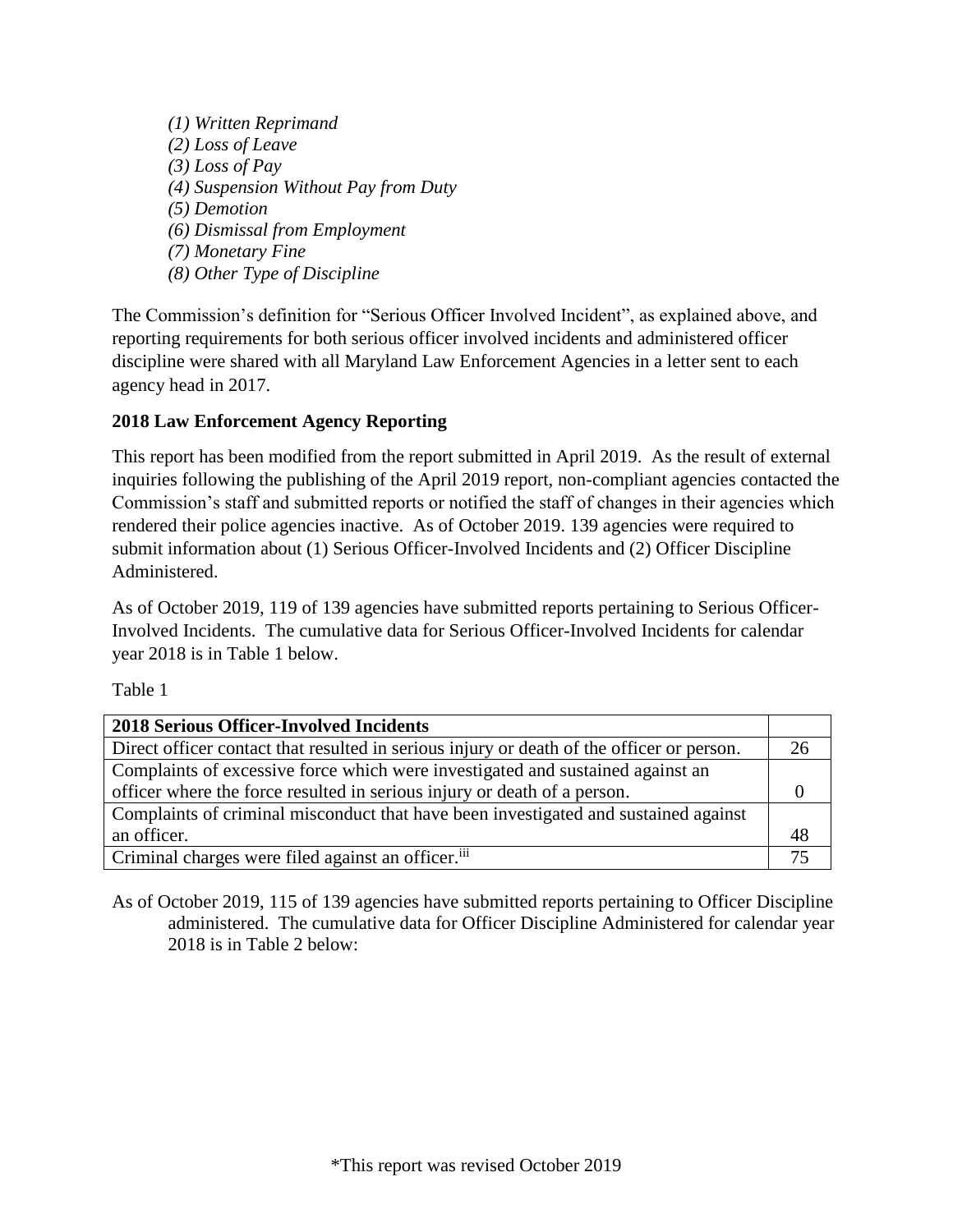*(1) Written Reprimand*
*(2) Loss of Leave*
*(3) Loss of Pay*
*(4) Suspension Without Pay from Duty*
*(5) Demotion*
*(6) Dismissal from Employment*
*(7) Monetary Fine*
*(8) Other Type of Discipline*

The Commission's definition for "Serious Officer Involved Incident", as explained above, and reporting requirements for both serious officer involved incidents and administered officer discipline were shared with all Maryland Law Enforcement Agencies in a letter sent to each agency head in 2017.

**2018 Law Enforcement Agency Reporting**

This report has been modified from the report submitted in April 2019. As the result of external inquiries following the publishing of the April 2019 report, non-compliant agencies contacted the Commission's staff and submitted reports or notified the staff of changes in their agencies which rendered their police agencies inactive. As of October 2019. 139 agencies were required to submit information about (1) Serious Officer-Involved Incidents and (2) Officer Discipline Administered.

As of October 2019, 119 of 139 agencies have submitted reports pertaining to Serious Officer-Involved Incidents. The cumulative data for Serious Officer-Involved Incidents for calendar year 2018 is in Table 1 below.

Table 1

| **2018 Serious Officer-Involved Incidents** | |
|---|---|
| Direct officer contact that resulted in serious injury or death of the officer or person. | 26 |
| Complaints of excessive force which were investigated and sustained against an officer where the force resulted in serious injury or death of a person. | 0 |
| Complaints of criminal misconduct that have been investigated and sustained against an officer. | 48 |
| Criminal charges were filed against an officer.[iii] | 75 |

As of October 2019, 115 of 139 agencies have submitted reports pertaining to Officer Discipline administered. The cumulative data for Officer Discipline Administered for calendar year 2018 is in Table 2 below:

*This report was revised October 2019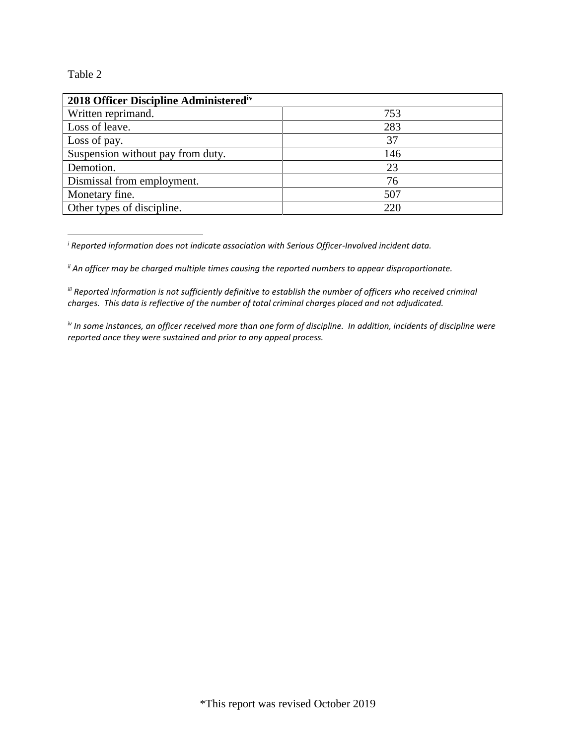Table 2

| 2018 Officer Discipline Administered[iv] | |
|---|---|
| Written reprimand. | 753 |
| Loss of leave. | 283 |
| Loss of pay. | 37 |
| Suspension without pay from duty. | 146 |
| Demotion. | 23 |
| Dismissal from employment. | 76 |
| Monetary fine. | 507 |
| Other types of discipline. | 220 |

---

[i] *Reported information does not indicate association with Serious Officer-Involved incident data.*

[ii] *An officer may be charged multiple times causing the reported numbers to appear disproportionate.*

[iii] *Reported information is not sufficiently definitive to establish the number of officers who received criminal charges. This data is reflective of the number of total criminal charges placed and not adjudicated.*

[iv] *In some instances, an officer received more than one form of discipline. In addition, incidents of discipline were reported once they were sustained and prior to any appeal process.*

*This report was revised October 2019